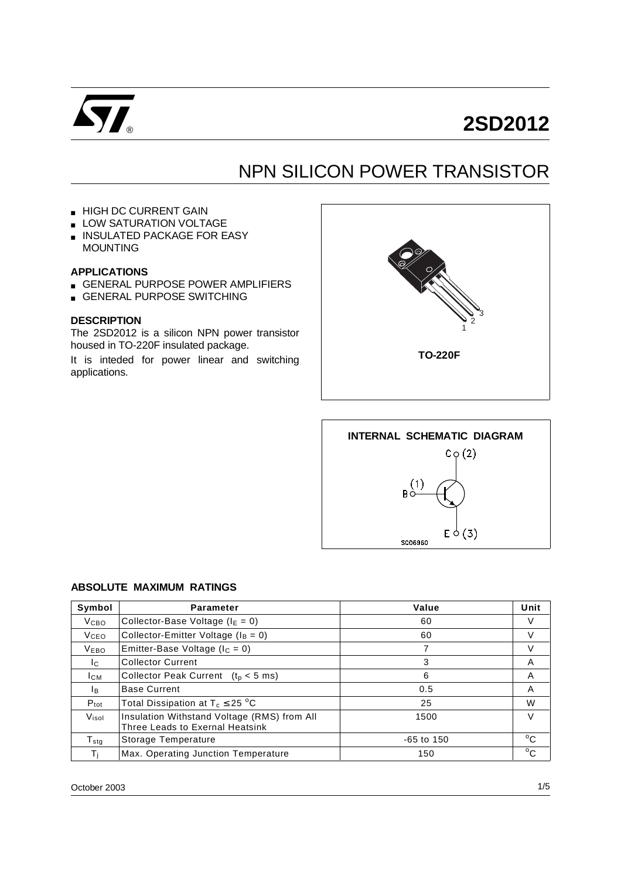# 2SD2012

## NPN SILICON POWER TRANSISTOR

- HIGH DC CURRENT GAIN
- LOW SATURATION VOLTAGE
- INSULATED PACKAGE FOR EASY MOUNTING

### APPLICATIONS

- GENERAL PURPOSE POWER AMPLIFIERS
- GENERAL PURPOSE SWITCHING

### DESCRIPTION

The 2SD2012 is a silicon NPN power transistor housed in TO-220F insulated package.

It is inteded for power linear and switching applications.

1 2 3

TO-220F

INTERNAL SCHEMATIC DIAGRAM

C (2)

B (1)

E (3)

SC06960

### ABSOLUTE MAXIMUM RATINGS

| Symbol | Parameter | Value | Unit |
|---|---|---|---|
| $V_{CBO}$ | Collector-Base Voltage ($I_E = 0$) | 60 | V |
| $V_{CEO}$ | Collector-Emitter Voltage ($I_B = 0$) | 60 | V |
| $V_{EBO}$ | Emitter-Base Voltage ($I_C = 0$) | 7 | V |
| $I_C$ | Collector Current | 3 | A |
| $I_{CM}$ | Collector Peak Current ($t_p < 5$ ms) | 6 | A |
| $I_B$ | Base Current | 0.5 | A |
| $P_{tot}$ | Total Dissipation at $T_c \leq 25\ ^oC$ | 25 | W |
| $V_{isol}$ | Insulation Withstand Voltage (RMS) from All Three Leads to Exernal Heatsink | 1500 | V |
| $T_{stg}$ | Storage Temperature | -65 to 150 | $^oC$ |
| $T_j$ | Max. Operating Junction Temperature | 150 | $^oC$ |

October 2003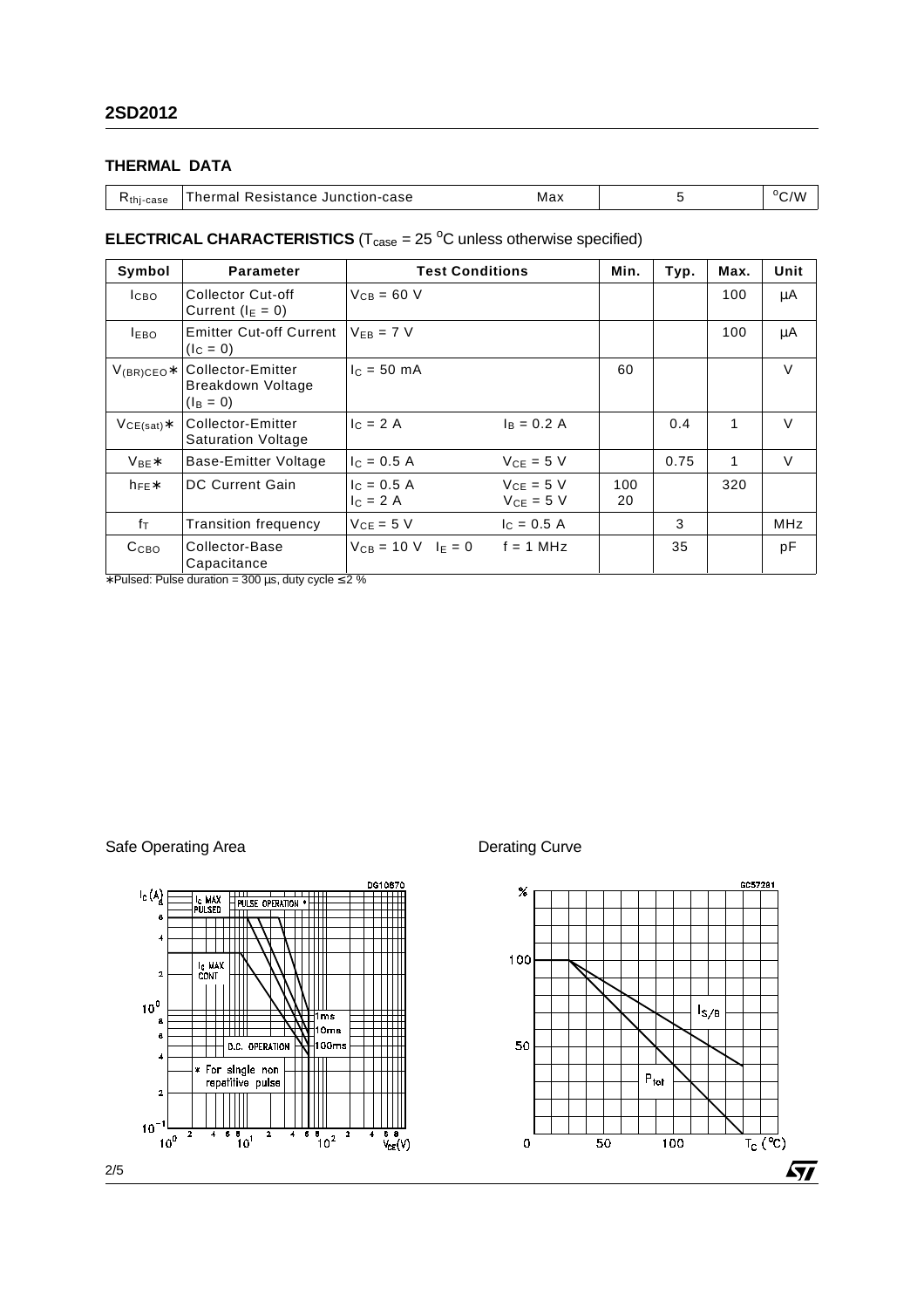## THERMAL DATA

| $R_{thj-case}$ | Thermal Resistance Junction-case | Max | 5 | °C/W |
|---|---|---|---|---|

## ELECTRICAL CHARACTERISTICS ($T_{case}$ = 25 °C unless otherwise specified)

| Symbol | Parameter | Test Conditions | | Min. | Typ. | Max. | Unit |
|---|---|---|---|---|---|---|---|
| $I_{CBO}$ | Collector Cut-off Current ($I_E$ = 0) | $V_{CB}$ = 60 V | | | | 100 | μA |
| $I_{EBO}$ | Emitter Cut-off Current ($I_C$ = 0) | $V_{EB}$ = 7 V | | | | 100 | μA |
| $V_{(BR)CEO}$∗ | Collector-Emitter Breakdown Voltage ($I_B$ = 0) | $I_C$ = 50 mA | | 60 | | | V |
| $V_{CE(sat)}$∗ | Collector-Emitter Saturation Voltage | $I_C$ = 2 A | $I_B$ = 0.2 A | | 0.4 | 1 | V |
| $V_{BE}$∗ | Base-Emitter Voltage | $I_C$ = 0.5 A | $V_{CE}$ = 5 V | | 0.75 | 1 | V |
| $h_{FE}$∗ | DC Current Gain | $I_C$ = 0.5 A<br>$I_C$ = 2 A | $V_{CE}$ = 5 V<br>$V_{CE}$ = 5 V | 100<br>20 | | 320 | |
| $f_T$ | Transition frequency | $V_{CE}$ = 5 V | $I_C$ = 0.5 A | | 3 | | MHz |
| $C_{CBO}$ | Collector-Base Capacitance | $V_{CB}$ = 10 V $I_E$ = 0 | f = 1 MHz | | 35 | | pF |

∗Pulsed: Pulse duration = 300 μs, duty cycle ≤2 %

Safe Operating Area

Derating Curve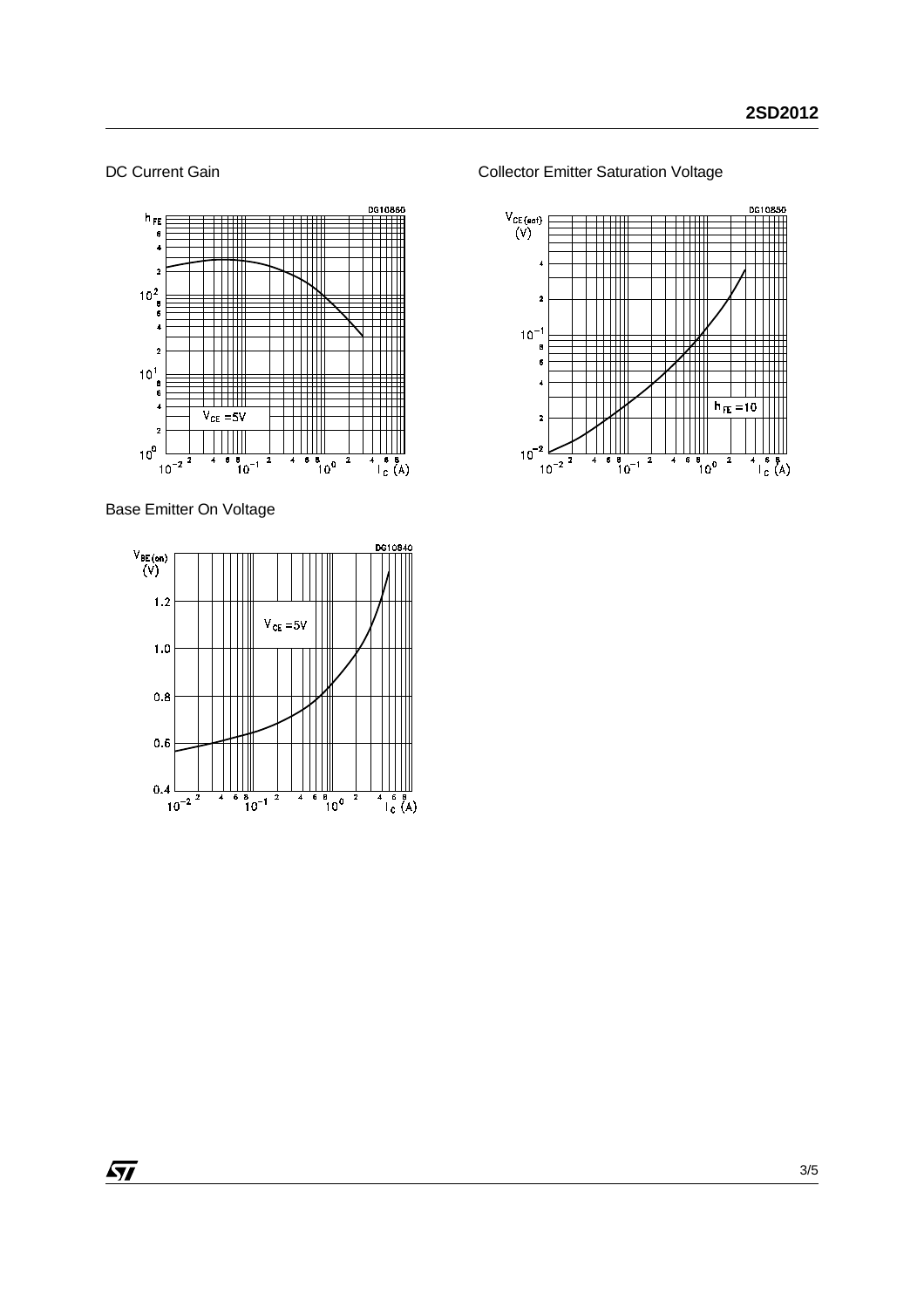DC Current Gain

DG10860

$h_{FE}$

$10^2$

$10^1$

$10^0$

$V_{CE} = 5V$

$10^{-2}$ 2 4 6 8 $10^{-1}$ 2 4 6 8 $10^0$ 2 4 6 8 $I_C$ (A)

Collector Emitter Saturation Voltage

DG10850

$V_{CE(sat)}$ (V)

$10^{-1}$

$10^{-2}$

$h_{FE} = 10$

$10^{-2}$ 2 4 6 8 $10^{-1}$ 2 4 6 8 $10^0$ 2 4 6 8 $I_C$ (A)

Base Emitter On Voltage

DG10840

$V_{BE(on)}$ (V)

1.2

1.0

0.8

0.6

0.4

$V_{CE} = 5V$

$10^{-2}$ 2 4 6 8 $10^{-1}$ 2 4 6 8 $10^0$ 2 4 6 8 $I_C$ (A)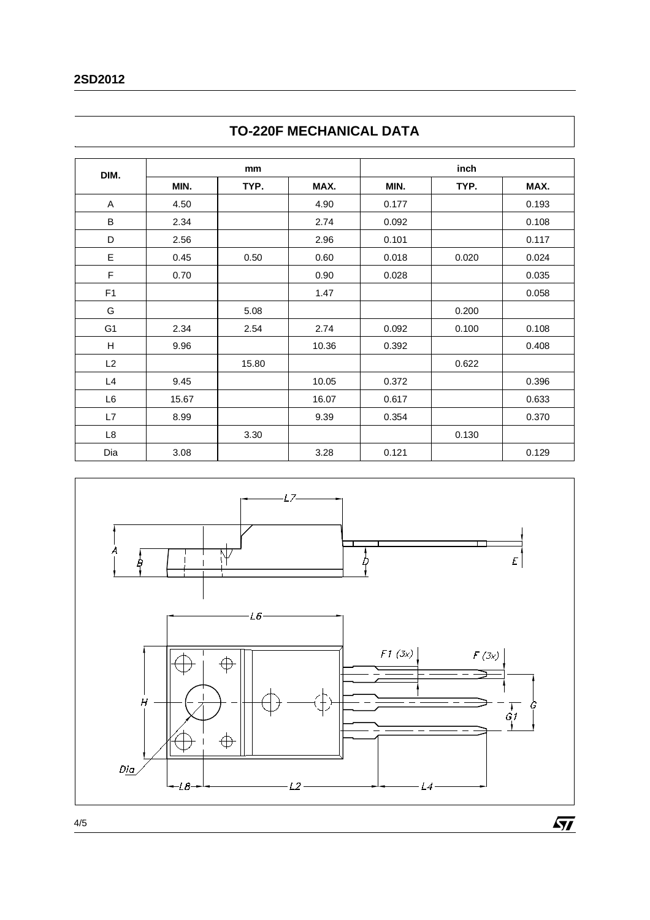## TO-220F MECHANICAL DATA

| DIM. | mm | | | inch | | |
|---|---|---|---|---|---|---|
| | MIN. | TYP. | MAX. | MIN. | TYP. | MAX. |
| A | 4.50 | | 4.90 | 0.177 | | 0.193 |
| B | 2.34 | | 2.74 | 0.092 | | 0.108 |
| D | 2.56 | | 2.96 | 0.101 | | 0.117 |
| E | 0.45 | 0.50 | 0.60 | 0.018 | 0.020 | 0.024 |
| F | 0.70 | | 0.90 | 0.028 | | 0.035 |
| F1 | | | 1.47 | | | 0.058 |
| G | | 5.08 | | | 0.200 | |
| G1 | 2.34 | 2.54 | 2.74 | 0.092 | 0.100 | 0.108 |
| H | 9.96 | | 10.36 | 0.392 | | 0.408 |
| L2 | | 15.80 | | | 0.622 | |
| L4 | 9.45 | | 10.05 | 0.372 | | 0.396 |
| L6 | 15.67 | | 16.07 | 0.617 | | 0.633 |
| L7 | 8.99 | | 9.39 | 0.354 | | 0.370 |
| L8 | | 3.30 | | | 0.130 | |
| Dia | 3.08 | | 3.28 | 0.121 | | 0.129 |

L7
A
B
D
E
L6
F1 (3x)
F (3x)
H
G
G1
Dia
L8
L2
L4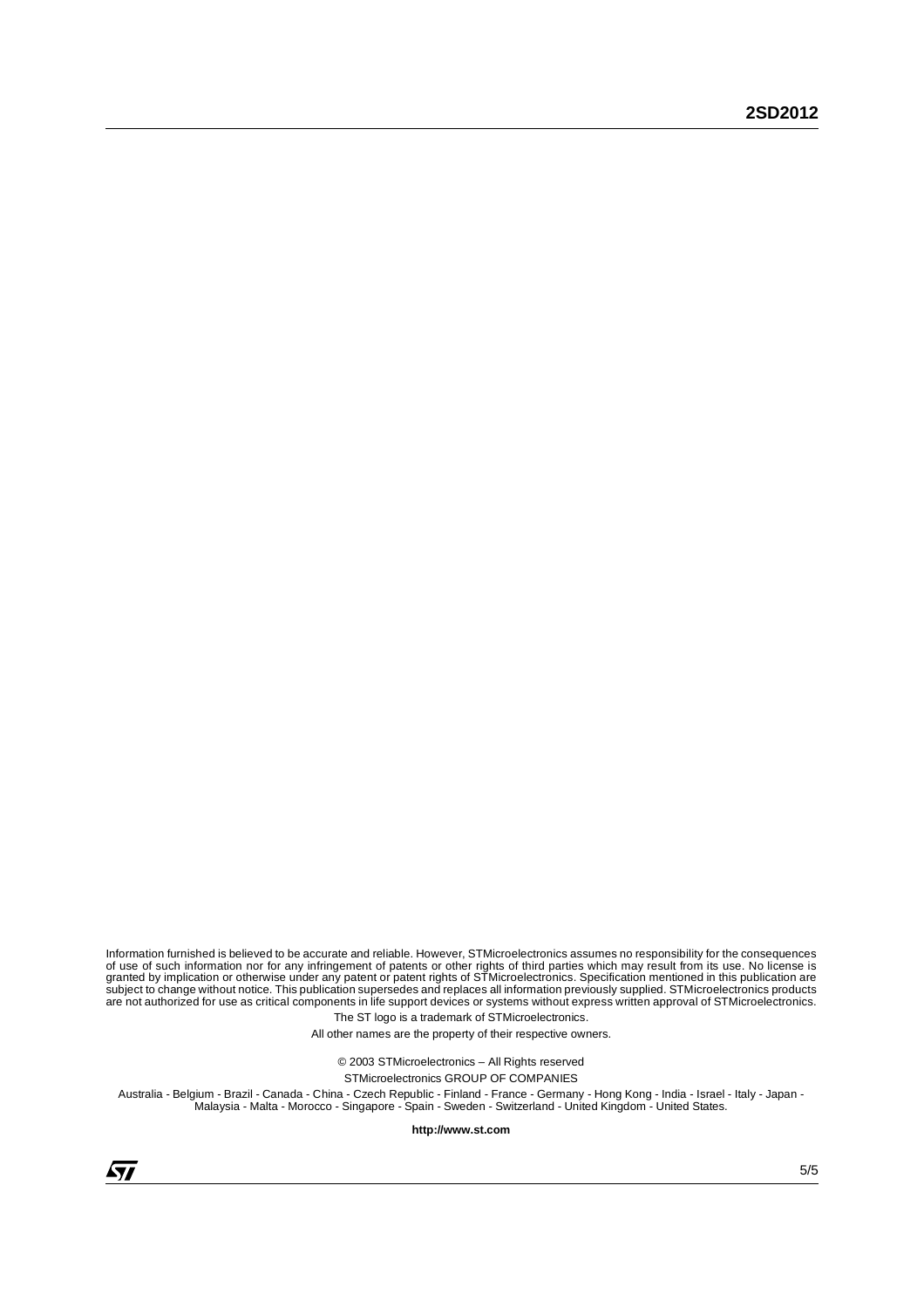Information furnished is believed to be accurate and reliable. However, STMicroelectronics assumes no responsibility for the consequences of use of such information nor for any infringement of patents or other rights of third parties which may result from its use. No license is granted by implication or otherwise under any patent or patent rights of STMicroelectronics. Specification mentioned in this publication are subject to change without notice. This publication supersedes and replaces all information previously supplied. STMicroelectronics products are not authorized for use as critical components in life support devices or systems without express written approval of STMicroelectronics.

The ST logo is a trademark of STMicroelectronics.

All other names are the property of their respective owners.

© 2003 STMicroelectronics – All Rights reserved

STMicroelectronics GROUP OF COMPANIES

Australia - Belgium - Brazil - Canada - China - Czech Republic - Finland - France - Germany - Hong Kong - India - Israel - Italy - Japan - Malaysia - Malta - Morocco - Singapore - Spain - Sweden - Switzerland - United Kingdom - United States.

**http://www.st.com**